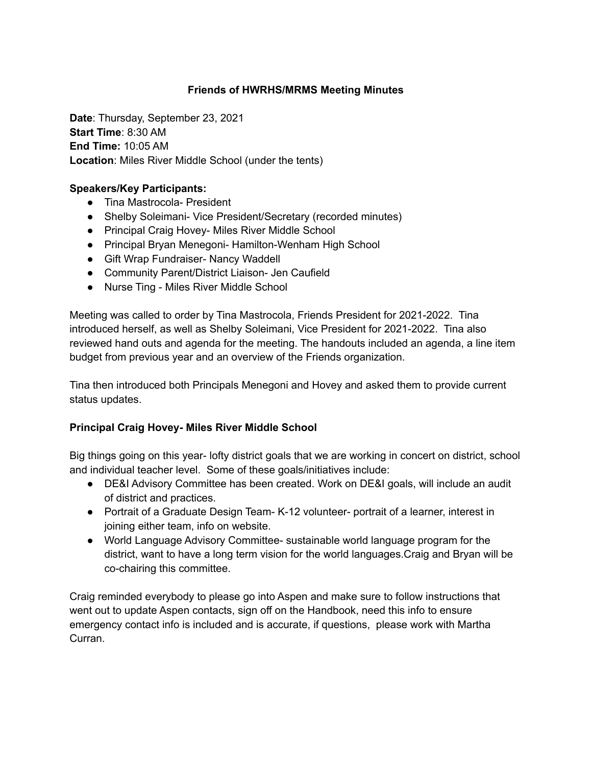# Friends of HWRHS/MRMS Meeting Minutes

**Date**: Thursday, September 23, 2021
**Start Time**: 8:30 AM
**End Time:** 10:05 AM
**Location**: Miles River Middle School (under the tents)

**Speakers/Key Participants:**

- Tina Mastrocola- President
- Shelby Soleimani- Vice President/Secretary (recorded minutes)
- Principal Craig Hovey- Miles River Middle School
- Principal Bryan Menegoni- Hamilton-Wenham High School
- Gift Wrap Fundraiser- Nancy Waddell
- Community Parent/District Liaison- Jen Caufield
- Nurse Ting - Miles River Middle School

Meeting was called to order by Tina Mastrocola, Friends President for 2021-2022. Tina introduced herself, as well as Shelby Soleimani, Vice President for 2021-2022. Tina also reviewed hand outs and agenda for the meeting. The handouts included an agenda, a line item budget from previous year and an overview of the Friends organization.

Tina then introduced both Principals Menegoni and Hovey and asked them to provide current status updates.

### Principal Craig Hovey- Miles River Middle School

Big things going on this year- lofty district goals that we are working in concert on district, school and individual teacher level. Some of these goals/initiatives include:

- DE&I Advisory Committee has been created. Work on DE&I goals, will include an audit of district and practices.
- Portrait of a Graduate Design Team- K-12 volunteer- portrait of a learner, interest in joining either team, info on website.
- World Language Advisory Committee- sustainable world language program for the district, want to have a long term vision for the world languages.Craig and Bryan will be co-chairing this committee.

Craig reminded everybody to please go into Aspen and make sure to follow instructions that went out to update Aspen contacts, sign off on the Handbook, need this info to ensure emergency contact info is included and is accurate, if questions, please work with Martha Curran.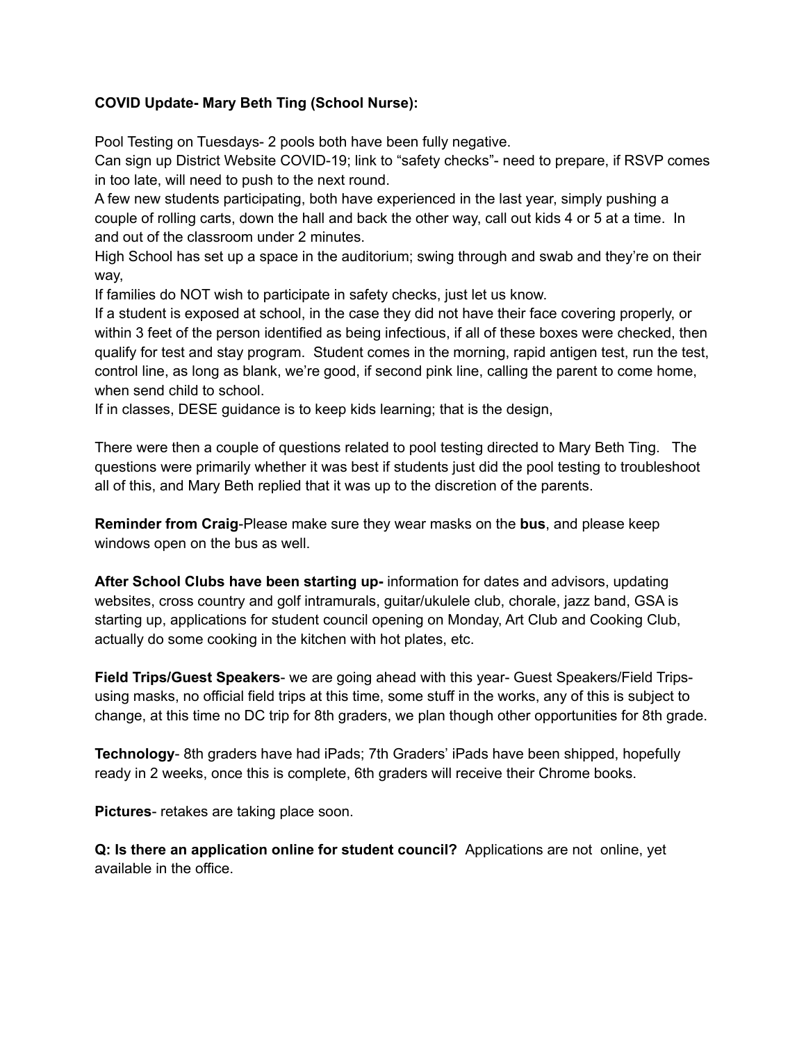**COVID Update- Mary Beth Ting (School Nurse):**

Pool Testing on Tuesdays- 2 pools both have been fully negative.
Can sign up District Website COVID-19; link to "safety checks"- need to prepare, if RSVP comes in too late, will need to push to the next round.
A few new students participating, both have experienced in the last year, simply pushing a couple of rolling carts, down the hall and back the other way, call out kids 4 or 5 at a time. In and out of the classroom under 2 minutes.
High School has set up a space in the auditorium; swing through and swab and they're on their way,
If families do NOT wish to participate in safety checks, just let us know.
If a student is exposed at school, in the case they did not have their face covering properly, or within 3 feet of the person identified as being infectious, if all of these boxes were checked, then qualify for test and stay program. Student comes in the morning, rapid antigen test, run the test, control line, as long as blank, we're good, if second pink line, calling the parent to come home, when send child to school.
If in classes, DESE guidance is to keep kids learning; that is the design,

There were then a couple of questions related to pool testing directed to Mary Beth Ting. The questions were primarily whether it was best if students just did the pool testing to troubleshoot all of this, and Mary Beth replied that it was up to the discretion of the parents.

**Reminder from Craig**-Please make sure they wear masks on the **bus**, and please keep windows open on the bus as well.

**After School Clubs have been starting up-** information for dates and advisors, updating websites, cross country and golf intramurals, guitar/ukulele club, chorale, jazz band, GSA is starting up, applications for student council opening on Monday, Art Club and Cooking Club, actually do some cooking in the kitchen with hot plates, etc.

**Field Trips/Guest Speakers**- we are going ahead with this year- Guest Speakers/Field Trips- using masks, no official field trips at this time, some stuff in the works, any of this is subject to change, at this time no DC trip for 8th graders, we plan though other opportunities for 8th grade.

**Technology**- 8th graders have had iPads; 7th Graders' iPads have been shipped, hopefully ready in 2 weeks, once this is complete, 6th graders will receive their Chrome books.

**Pictures**- retakes are taking place soon.

**Q: Is there an application online for student council?** Applications are not online, yet available in the office.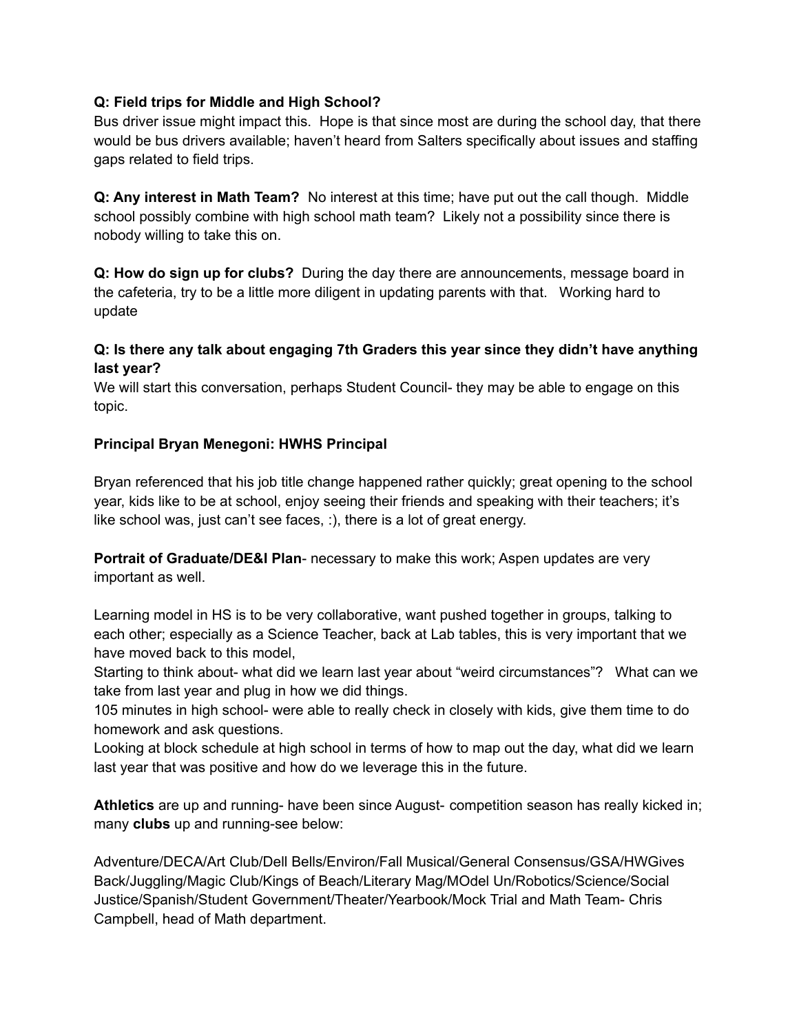**Q: Field trips for Middle and High School?**
Bus driver issue might impact this. Hope is that since most are during the school day, that there would be bus drivers available; haven't heard from Salters specifically about issues and staffing gaps related to field trips.

**Q: Any interest in Math Team?** No interest at this time; have put out the call though. Middle school possibly combine with high school math team? Likely not a possibility since there is nobody willing to take this on.

**Q: How do sign up for clubs?** During the day there are announcements, message board in the cafeteria, try to be a little more diligent in updating parents with that. Working hard to update

**Q: Is there any talk about engaging 7th Graders this year since they didn't have anything last year?**
We will start this conversation, perhaps Student Council- they may be able to engage on this topic.

**Principal Bryan Menegoni: HWHS Principal**

Bryan referenced that his job title change happened rather quickly; great opening to the school year, kids like to be at school, enjoy seeing their friends and speaking with their teachers; it's like school was, just can't see faces, :), there is a lot of great energy.

**Portrait of Graduate/DE&I Plan**- necessary to make this work; Aspen updates are very important as well.

Learning model in HS is to be very collaborative, want pushed together in groups, talking to each other; especially as a Science Teacher, back at Lab tables, this is very important that we have moved back to this model,
Starting to think about- what did we learn last year about "weird circumstances"? What can we take from last year and plug in how we did things.
105 minutes in high school- were able to really check in closely with kids, give them time to do homework and ask questions.
Looking at block schedule at high school in terms of how to map out the day, what did we learn last year that was positive and how do we leverage this in the future.

**Athletics** are up and running- have been since August- competition season has really kicked in; many **clubs** up and running-see below:

Adventure/DECA/Art Club/Dell Bells/Environ/Fall Musical/General Consensus/GSA/HWGives Back/Juggling/Magic Club/Kings of Beach/Literary Mag/MOdel Un/Robotics/Science/Social Justice/Spanish/Student Government/Theater/Yearbook/Mock Trial and Math Team- Chris Campbell, head of Math department.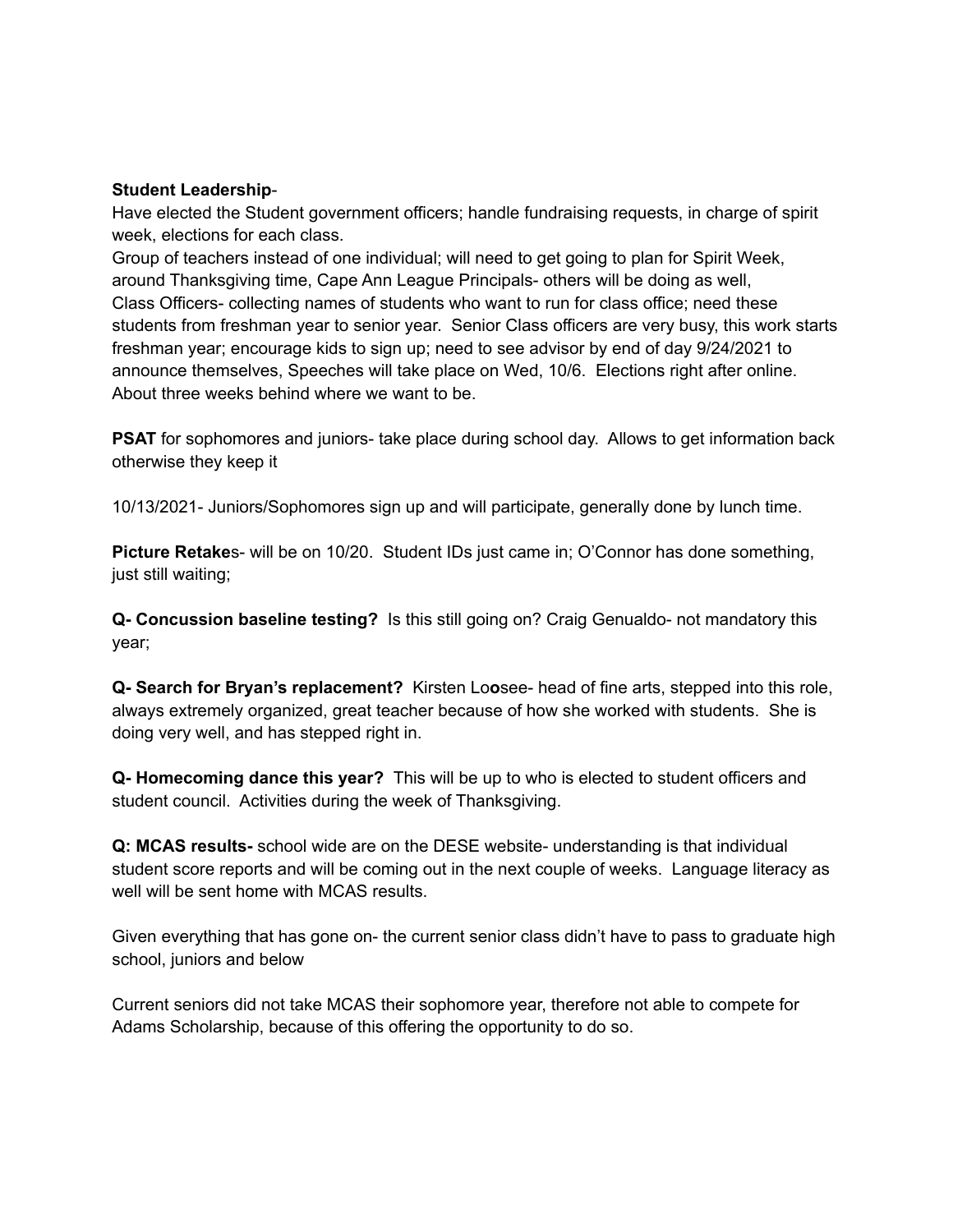**Student Leadership**-
Have elected the Student government officers; handle fundraising requests, in charge of spirit week, elections for each class.
Group of teachers instead of one individual; will need to get going to plan for Spirit Week, around Thanksgiving time, Cape Ann League Principals- others will be doing as well,
Class Officers- collecting names of students who want to run for class office; need these students from freshman year to senior year. Senior Class officers are very busy, this work starts freshman year; encourage kids to sign up; need to see advisor by end of day 9/24/2021 to announce themselves, Speeches will take place on Wed, 10/6. Elections right after online. About three weeks behind where we want to be.

**PSAT** for sophomores and juniors- take place during school day. Allows to get information back otherwise they keep it

10/13/2021- Juniors/Sophomores sign up and will participate, generally done by lunch time.

**Picture Retake**s- will be on 10/20. Student IDs just came in; O'Connor has done something, just still waiting;

**Q- Concussion baseline testing?** Is this still going on? Craig Genualdo- not mandatory this year;

**Q- Search for Bryan's replacement?** Kirsten Lo**o**see- head of fine arts, stepped into this role, always extremely organized, great teacher because of how she worked with students. She is doing very well, and has stepped right in.

**Q- Homecoming dance this year?** This will be up to who is elected to student officers and student council. Activities during the week of Thanksgiving.

**Q: MCAS results-** school wide are on the DESE website- understanding is that individual student score reports and will be coming out in the next couple of weeks. Language literacy as well will be sent home with MCAS results.

Given everything that has gone on- the current senior class didn't have to pass to graduate high school, juniors and below

Current seniors did not take MCAS their sophomore year, therefore not able to compete for Adams Scholarship, because of this offering the opportunity to do so.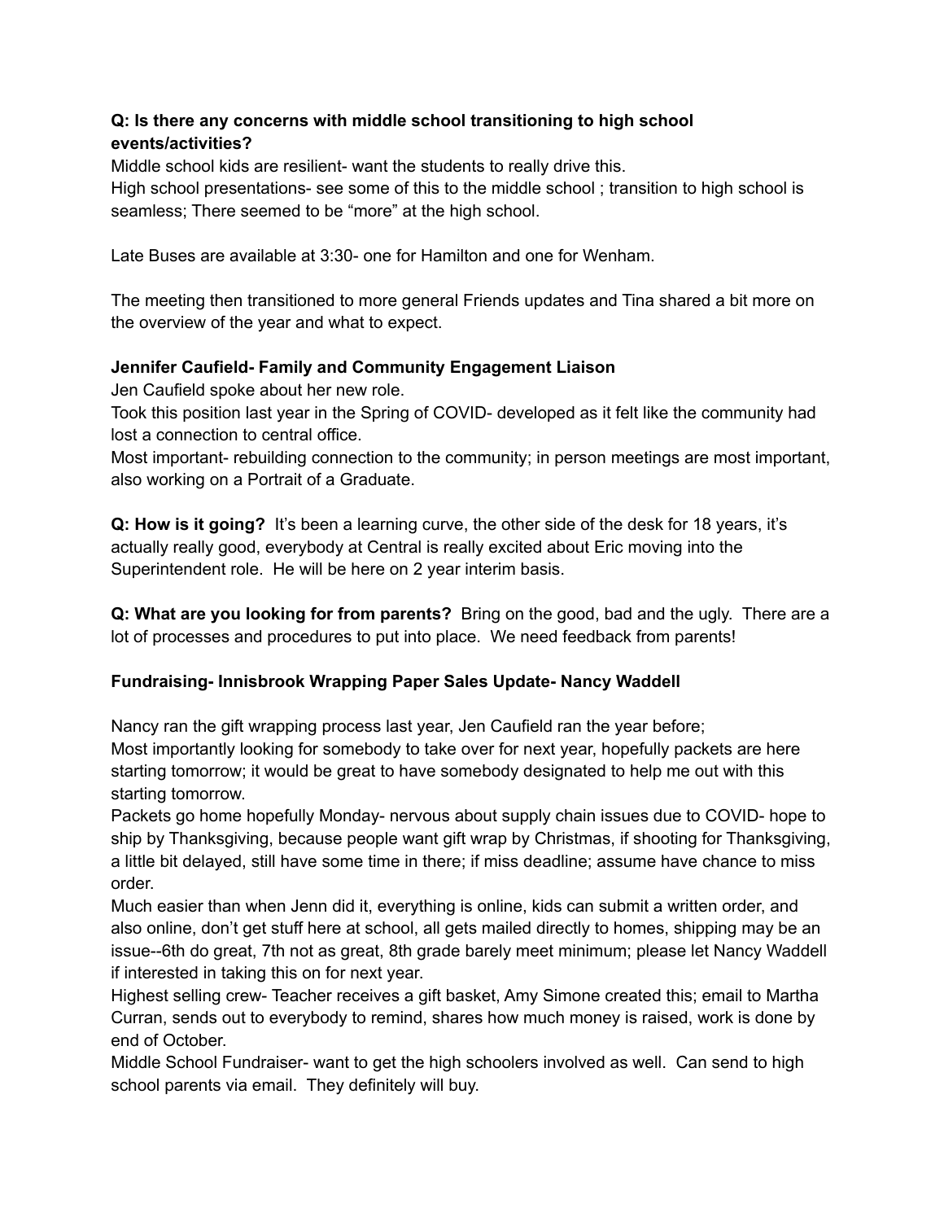**Q: Is there any concerns with middle school transitioning to high school events/activities?**

Middle school kids are resilient- want the students to really drive this.
High school presentations- see some of this to the middle school ; transition to high school is seamless; There seemed to be "more" at the high school.

Late Buses are available at 3:30- one for Hamilton and one for Wenham.

The meeting then transitioned to more general Friends updates and Tina shared a bit more on the overview of the year and what to expect.

**Jennifer Caufield- Family and Community Engagement Liaison**

Jen Caufield spoke about her new role.
Took this position last year in the Spring of COVID- developed as it felt like the community had lost a connection to central office.
Most important- rebuilding connection to the community; in person meetings are most important, also working on a Portrait of a Graduate.

**Q: How is it going?** It's been a learning curve, the other side of the desk for 18 years, it's actually really good, everybody at Central is really excited about Eric moving into the Superintendent role. He will be here on 2 year interim basis.

**Q: What are you looking for from parents?** Bring on the good, bad and the ugly. There are a lot of processes and procedures to put into place. We need feedback from parents!

**Fundraising- Innisbrook Wrapping Paper Sales Update- Nancy Waddell**

Nancy ran the gift wrapping process last year, Jen Caufield ran the year before;
Most importantly looking for somebody to take over for next year, hopefully packets are here starting tomorrow; it would be great to have somebody designated to help me out with this starting tomorrow.
Packets go home hopefully Monday- nervous about supply chain issues due to COVID- hope to ship by Thanksgiving, because people want gift wrap by Christmas, if shooting for Thanksgiving, a little bit delayed, still have some time in there; if miss deadline; assume have chance to miss order.
Much easier than when Jenn did it, everything is online, kids can submit a written order, and also online, don't get stuff here at school, all gets mailed directly to homes, shipping may be an issue--6th do great, 7th not as great, 8th grade barely meet minimum; please let Nancy Waddell if interested in taking this on for next year.
Highest selling crew- Teacher receives a gift basket, Amy Simone created this; email to Martha Curran, sends out to everybody to remind, shares how much money is raised, work is done by end of October.
Middle School Fundraiser- want to get the high schoolers involved as well. Can send to high school parents via email. They definitely will buy.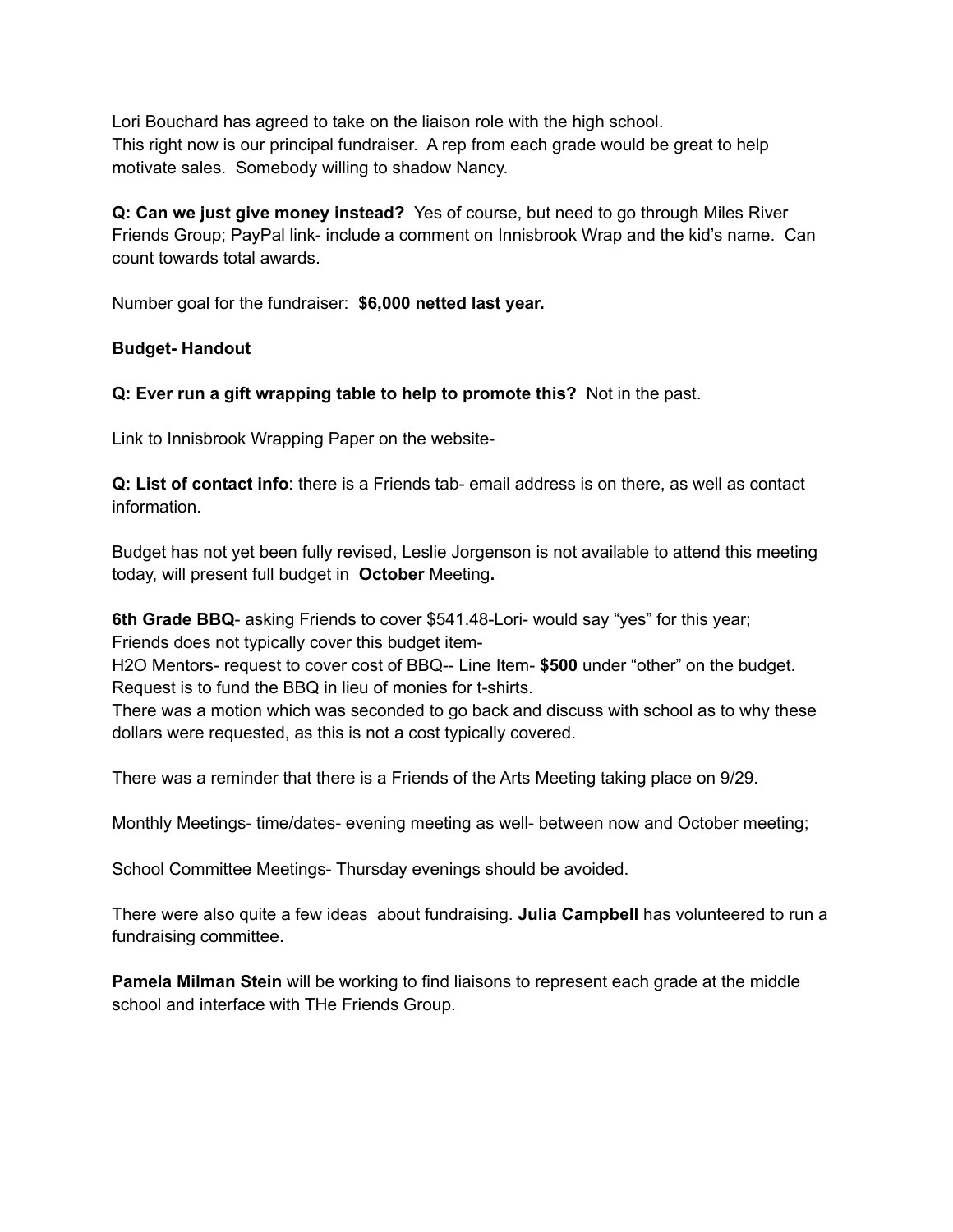Lori Bouchard has agreed to take on the liaison role with the high school.
This right now is our principal fundraiser. A rep from each grade would be great to help motivate sales. Somebody willing to shadow Nancy.

**Q: Can we just give money instead?** Yes of course, but need to go through Miles River Friends Group; PayPal link- include a comment on Innisbrook Wrap and the kid's name. Can count towards total awards.

Number goal for the fundraiser: **$6,000 netted last year.**

**Budget- Handout**

**Q: Ever run a gift wrapping table to help to promote this?** Not in the past.

Link to Innisbrook Wrapping Paper on the website-

**Q: List of contact info**: there is a Friends tab- email address is on there, as well as contact information.

Budget has not yet been fully revised, Leslie Jorgenson is not available to attend this meeting today, will present full budget in **October** Meeting**.**

**6th Grade BBQ**- asking Friends to cover $541.48-Lori- would say "yes" for this year; Friends does not typically cover this budget item-
H2O Mentors- request to cover cost of BBQ-- Line Item- **$500** under "other" on the budget. Request is to fund the BBQ in lieu of monies for t-shirts.
There was a motion which was seconded to go back and discuss with school as to why these dollars were requested, as this is not a cost typically covered.

There was a reminder that there is a Friends of the Arts Meeting taking place on 9/29.

Monthly Meetings- time/dates- evening meeting as well- between now and October meeting;

School Committee Meetings- Thursday evenings should be avoided.

There were also quite a few ideas about fundraising. **Julia Campbell** has volunteered to run a fundraising committee.

**Pamela Milman Stein** will be working to find liaisons to represent each grade at the middle school and interface with THe Friends Group.